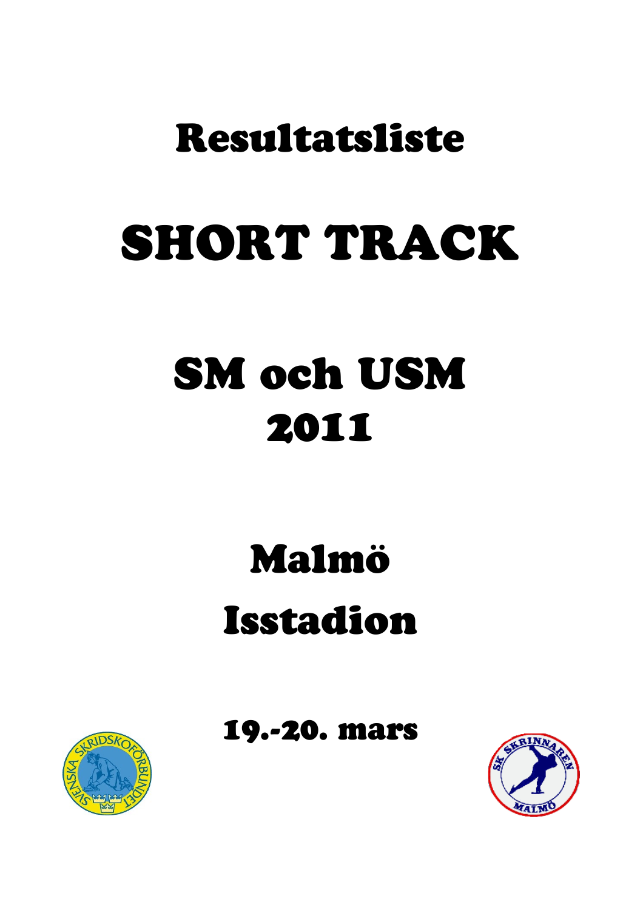# Resultatsliste

# SHORT TRACK

# SM och USM 2011

# Malmö Isstadion

## 19.-20. mars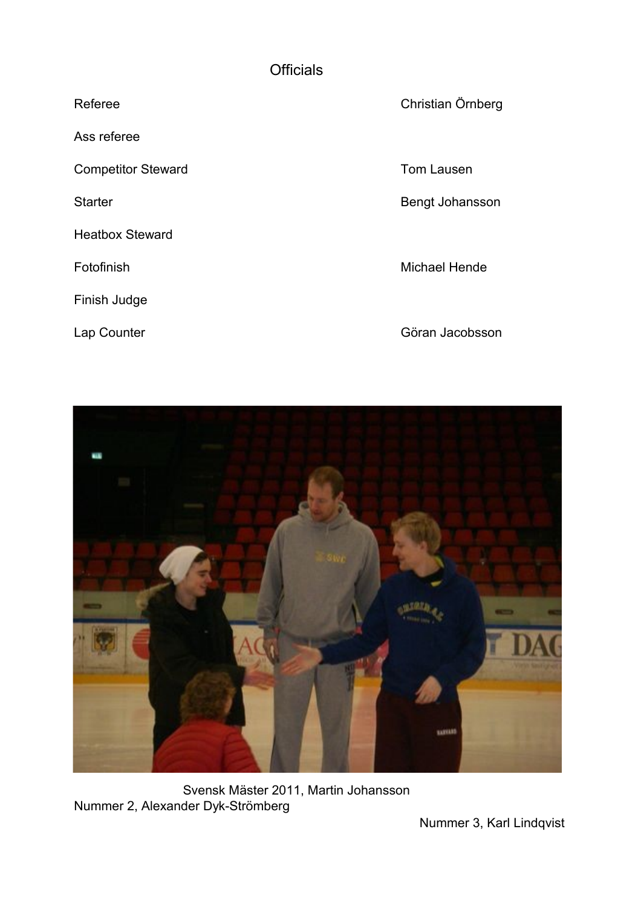## Officials

| | |
|---|---|
| Referee | Christian Örnberg |
| Ass referee | |
| Competitor Steward | Tom Lausen |
| Starter | Bengt Johansson |
| Heatbox Steward | |
| Fotofinish | Michael Hende |
| Finish Judge | |
| Lap Counter | Göran Jacobsson |

Svensk Mäster 2011, Martin Johansson

Nummer 2, Alexander Dyk-Strömberg

Nummer 3, Karl Lindqvist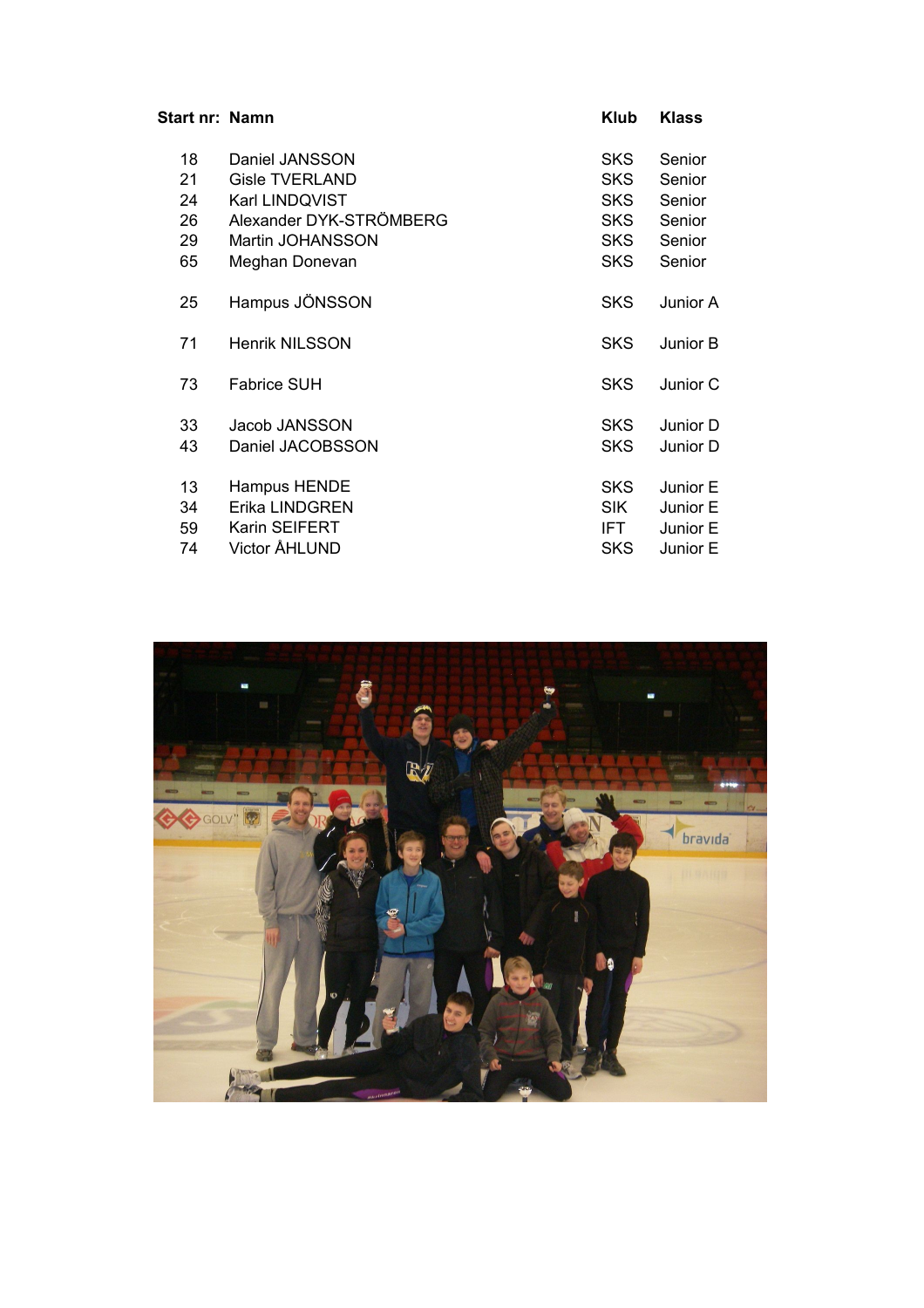| Start nr: | Namn | Klub | Klass |
|---|---|---|---|
| 18 | Daniel JANSSON | SKS | Senior |
| 21 | Gisle TVERLAND | SKS | Senior |
| 24 | Karl LINDQVIST | SKS | Senior |
| 26 | Alexander DYK-STRÖMBERG | SKS | Senior |
| 29 | Martin JOHANSSON | SKS | Senior |
| 65 | Meghan Donevan | SKS | Senior |
| 25 | Hampus JÖNSSON | SKS | Junior A |
| 71 | Henrik NILSSON | SKS | Junior B |
| 73 | Fabrice SUH | SKS | Junior C |
| 33 | Jacob JANSSON | SKS | Junior D |
| 43 | Daniel JACOBSSON | SKS | Junior D |
| 13 | Hampus HENDE | SKS | Junior E |
| 34 | Erika LINDGREN | SIK | Junior E |
| 59 | Karin SEIFERT | IFT | Junior E |
| 74 | Victor ÅHLUND | SKS | Junior E |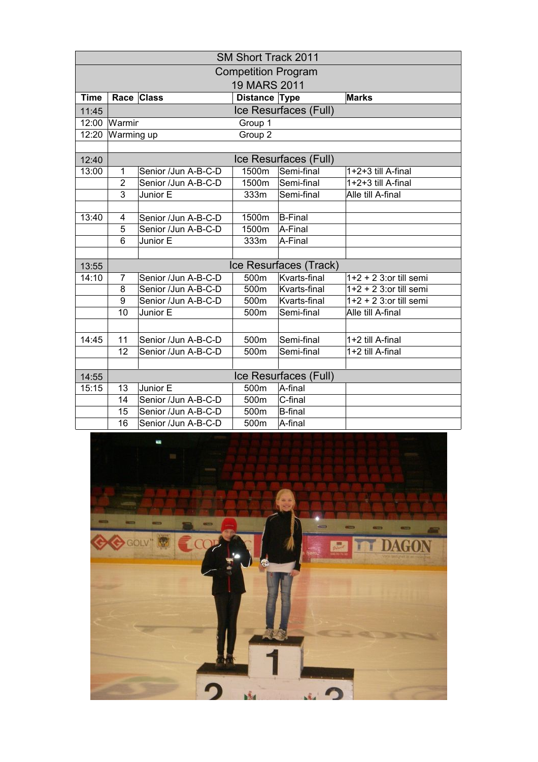| SM Short Track 2011 | | | | | |
|---|---|---|---|---|---|
| Competition Program | | | | | |
| 19 MARS 2011 | | | | | |
| **Time** | **Race** | **Class** | **Distance** | **Type** | **Marks** |
| 11:45 | Ice Resurfaces (Full) | | | | |
| 12:00 | Warmir | | Group 1 | | |
| 12:20 | Warming up | | Group 2 | | |
| | | | | | |
| 12:40 | Ice Resurfaces (Full) | | | | |
| 13:00 | 1 | Senior /Jun A-B-C-D | 1500m | Semi-final | 1+2+3 till A-final |
| | 2 | Senior /Jun A-B-C-D | 1500m | Semi-final | 1+2+3 till A-final |
| | 3 | Junior E | 333m | Semi-final | Alle till A-final |
| | | | | | |
| 13:40 | 4 | Senior /Jun A-B-C-D | 1500m | B-Final | |
| | 5 | Senior /Jun A-B-C-D | 1500m | A-Final | |
| | 6 | Junior E | 333m | A-Final | |
| | | | | | |
| 13:55 | Ice Resurfaces (Track) | | | | |
| 14:10 | 7 | Senior /Jun A-B-C-D | 500m | Kvarts-final | 1+2 + 2 3:or till semi |
| | 8 | Senior /Jun A-B-C-D | 500m | Kvarts-final | 1+2 + 2 3:or till semi |
| | 9 | Senior /Jun A-B-C-D | 500m | Kvarts-final | 1+2 + 2 3:or till semi |
| | 10 | Junior E | 500m | Semi-final | Alle till A-final |
| | | | | | |
| 14:45 | 11 | Senior /Jun A-B-C-D | 500m | Semi-final | 1+2 till A-final |
| | 12 | Senior /Jun A-B-C-D | 500m | Semi-final | 1+2 till A-final |
| | | | | | |
| 14:55 | Ice Resurfaces (Full) | | | | |
| 15:15 | 13 | Junior E | 500m | A-final | |
| | 14 | Senior /Jun A-B-C-D | 500m | C-final | |
| | 15 | Senior /Jun A-B-C-D | 500m | B-final | |
| | 16 | Senior /Jun A-B-C-D | 500m | A-final | |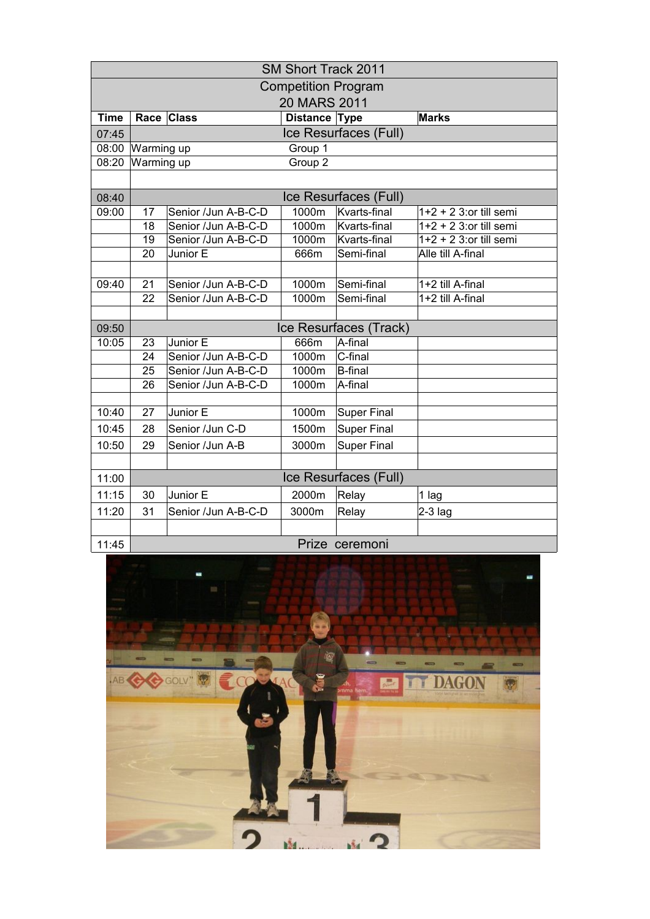| SM Short Track 2011 | | | | | |
|---|---|---|---|---|---|
| Competition Program | | | | | |
| 20 MARS 2011 | | | | | |
| **Time** | **Race** | **Class** | **Distance** | **Type** | **Marks** |
| 07:45 | Ice Resurfaces (Full) | | | | |
| 08:00 | Warming up | | Group 1 | | |
| 08:20 | Warming up | | Group 2 | | |
| | | | | | |
| 08:40 | Ice Resurfaces (Full) | | | | |
| 09:00 | 17 | Senior /Jun A-B-C-D | 1000m | Kvarts-final | 1+2 + 2 3:or till semi |
| | 18 | Senior /Jun A-B-C-D | 1000m | Kvarts-final | 1+2 + 2 3:or till semi |
| | 19 | Senior /Jun A-B-C-D | 1000m | Kvarts-final | 1+2 + 2 3:or till semi |
| | 20 | Junior E | 666m | Semi-final | Alle till A-final |
| | | | | | |
| 09:40 | 21 | Senior /Jun A-B-C-D | 1000m | Semi-final | 1+2 till A-final |
| | 22 | Senior /Jun A-B-C-D | 1000m | Semi-final | 1+2 till A-final |
| | | | | | |
| 09:50 | Ice Resurfaces (Track) | | | | |
| 10:05 | 23 | Junior E | 666m | A-final | |
| | 24 | Senior /Jun A-B-C-D | 1000m | C-final | |
| | 25 | Senior /Jun A-B-C-D | 1000m | B-final | |
| | 26 | Senior /Jun A-B-C-D | 1000m | A-final | |
| | | | | | |
| 10:40 | 27 | Junior E | 1000m | Super Final | |
| 10:45 | 28 | Senior /Jun C-D | 1500m | Super Final | |
| 10:50 | 29 | Senior /Jun A-B | 3000m | Super Final | |
| | | | | | |
| 11:00 | Ice Resurfaces (Full) | | | | |
| 11:15 | 30 | Junior E | 2000m | Relay | 1 lag |
| 11:20 | 31 | Senior /Jun A-B-C-D | 3000m | Relay | 2-3 lag |
| | | | | | |
| 11:45 | Prize ceremoni | | | | |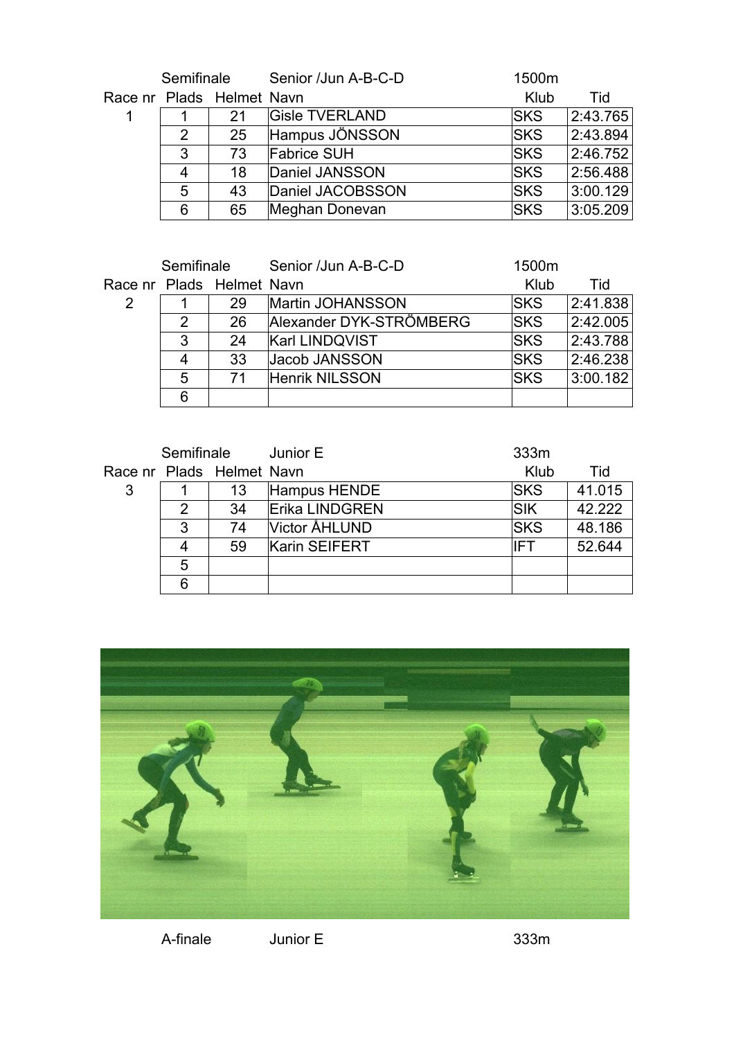| | Semifinale | | Senior /Jun A-B-C-D | 1500m | |
|---|---|---|---|---|---|
| Race nr | Plads | Helmet | Navn | Klub | Tid |
| 1 | 1 | 21 | Gisle TVERLAND | SKS | 2:43.765 |
| | 2 | 25 | Hampus JÖNSSON | SKS | 2:43.894 |
| | 3 | 73 | Fabrice SUH | SKS | 2:46.752 |
| | 4 | 18 | Daniel JANSSON | SKS | 2:56.488 |
| | 5 | 43 | Daniel JACOBSSON | SKS | 3:00.129 |
| | 6 | 65 | Meghan Donevan | SKS | 3:05.209 |

| | Semifinale | | Senior /Jun A-B-C-D | 1500m | |
|---|---|---|---|---|---|
| Race nr | Plads | Helmet | Navn | Klub | Tid |
| 2 | 1 | 29 | Martin JOHANSSON | SKS | 2:41.838 |
| | 2 | 26 | Alexander DYK-STRÖMBERG | SKS | 2:42.005 |
| | 3 | 24 | Karl LINDQVIST | SKS | 2:43.788 |
| | 4 | 33 | Jacob JANSSON | SKS | 2:46.238 |
| | 5 | 71 | Henrik NILSSON | SKS | 3:00.182 |
| | 6 | | | | |

| | Semifinale | | Junior E | 333m | |
|---|---|---|---|---|---|
| Race nr | Plads | Helmet | Navn | Klub | Tid |
| 3 | 1 | 13 | Hampus HENDE | SKS | 41.015 |
| | 2 | 34 | Erika LINDGREN | SIK | 42.222 |
| | 3 | 74 | Victor ÅHLUND | SKS | 48.186 |
| | 4 | 59 | Karin SEIFERT | IFT | 52.644 |
| | 5 | | | | |
| | 6 | | | | |

A-finale Junior E 333m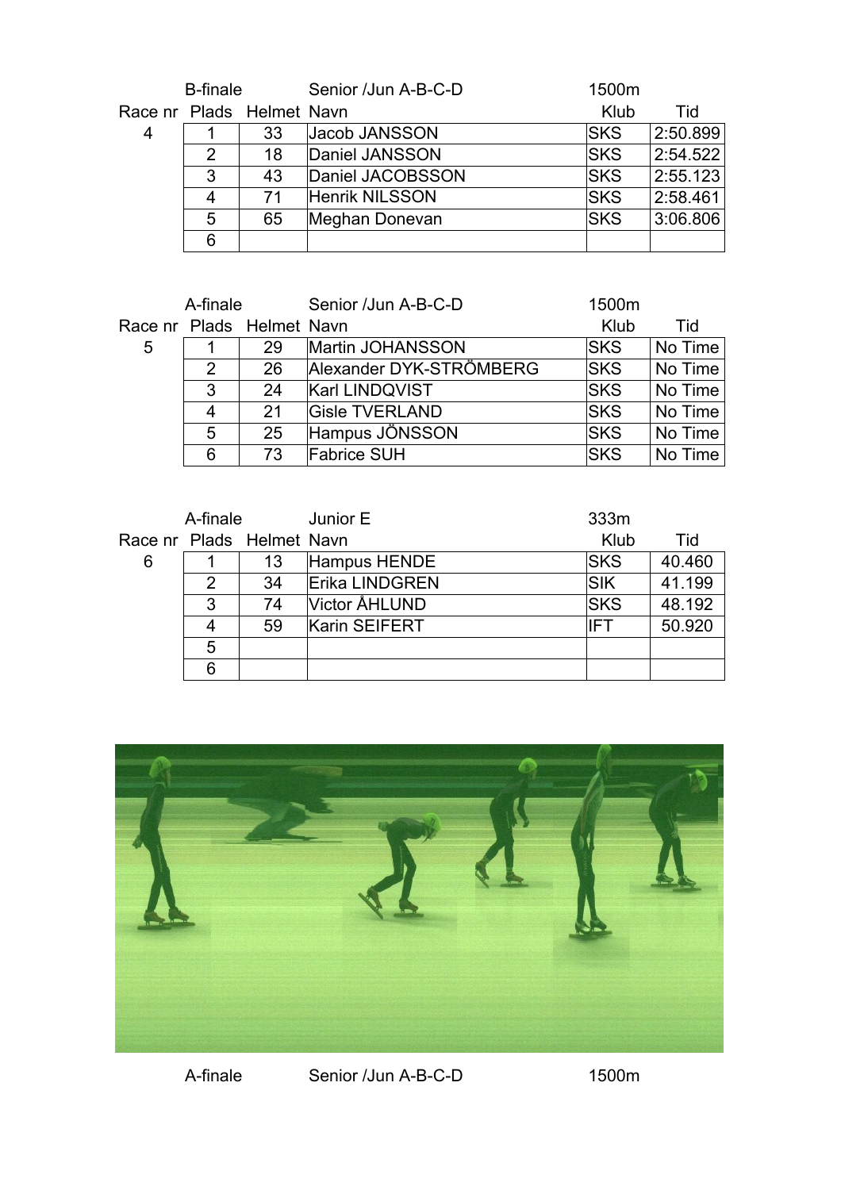| Race nr | B-finale<br>Plads | Helmet | Senior /Jun A-B-C-D<br>Navn | 1500m<br>Klub | Tid |
|---|---|---|---|---|---|
| 4 | 1 | 33 | Jacob JANSSON | SKS | 2:50.899 |
| | 2 | 18 | Daniel JANSSON | SKS | 2:54.522 |
| | 3 | 43 | Daniel JACOBSSON | SKS | 2:55.123 |
| | 4 | 71 | Henrik NILSSON | SKS | 2:58.461 |
| | 5 | 65 | Meghan Donevan | SKS | 3:06.806 |
| | 6 | | | | |

| Race nr | A-finale<br>Plads | Helmet | Senior /Jun A-B-C-D<br>Navn | 1500m<br>Klub | Tid |
|---|---|---|---|---|---|
| 5 | 1 | 29 | Martin JOHANSSON | SKS | No Time |
| | 2 | 26 | Alexander DYK-STRÖMBERG | SKS | No Time |
| | 3 | 24 | Karl LINDQVIST | SKS | No Time |
| | 4 | 21 | Gisle TVERLAND | SKS | No Time |
| | 5 | 25 | Hampus JÖNSSON | SKS | No Time |
| | 6 | 73 | Fabrice SUH | SKS | No Time |

| Race nr | A-finale<br>Plads | Helmet | Junior E<br>Navn | 333m<br>Klub | Tid |
|---|---|---|---|---|---|
| 6 | 1 | 13 | Hampus HENDE | SKS | 40.460 |
| | 2 | 34 | Erika LINDGREN | SIK | 41.199 |
| | 3 | 74 | Victor ÅHLUND | SKS | 48.192 |
| | 4 | 59 | Karin SEIFERT | IFT | 50.920 |
| | 5 | | | | |
| | 6 | | | | |

A-finale Senior /Jun A-B-C-D 1500m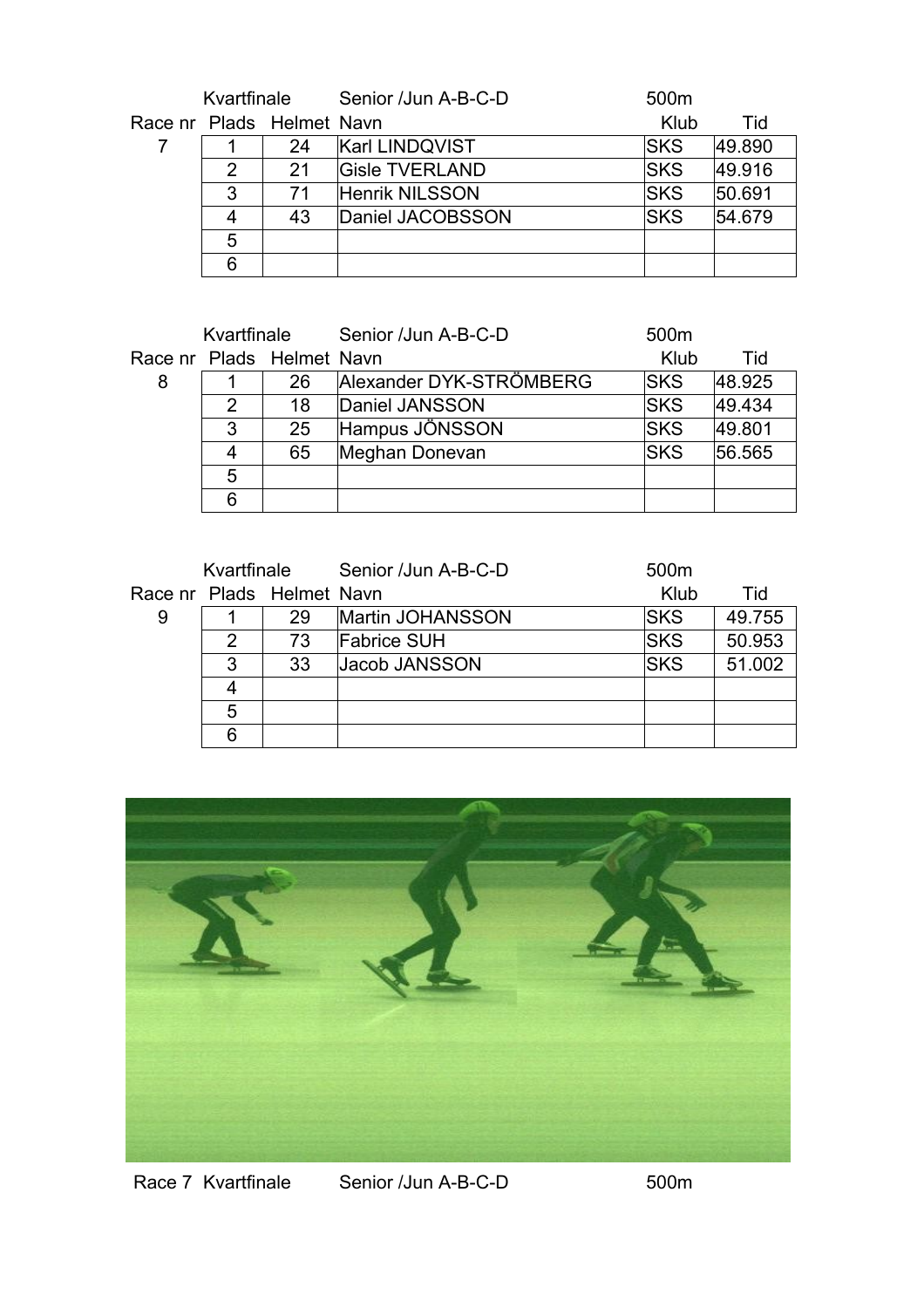Kvartfinale Senior /Jun A-B-C-D 500m

| Race nr | Plads | Helmet | Navn | Klub | Tid |
|---|---|---|---|---|---|
| 7 | 1 | 24 | Karl LINDQVIST | SKS | 49.890 |
| | 2 | 21 | Gisle TVERLAND | SKS | 49.916 |
| | 3 | 71 | Henrik NILSSON | SKS | 50.691 |
| | 4 | 43 | Daniel JACOBSSON | SKS | 54.679 |
| | 5 | | | | |
| | 6 | | | | |

Kvartfinale Senior /Jun A-B-C-D 500m

| Race nr | Plads | Helmet | Navn | Klub | Tid |
|---|---|---|---|---|---|
| 8 | 1 | 26 | Alexander DYK-STRÖMBERG | SKS | 48.925 |
| | 2 | 18 | Daniel JANSSON | SKS | 49.434 |
| | 3 | 25 | Hampus JÖNSSON | SKS | 49.801 |
| | 4 | 65 | Meghan Donevan | SKS | 56.565 |
| | 5 | | | | |
| | 6 | | | | |

Kvartfinale Senior /Jun A-B-C-D 500m

| Race nr | Plads | Helmet | Navn | Klub | Tid |
|---|---|---|---|---|---|
| 9 | 1 | 29 | Martin JOHANSSON | SKS | 49.755 |
| | 2 | 73 | Fabrice SUH | SKS | 50.953 |
| | 3 | 33 | Jacob JANSSON | SKS | 51.002 |
| | 4 | | | | |
| | 5 | | | | |
| | 6 | | | | |

Race 7 Kvartfinale Senior /Jun A-B-C-D 500m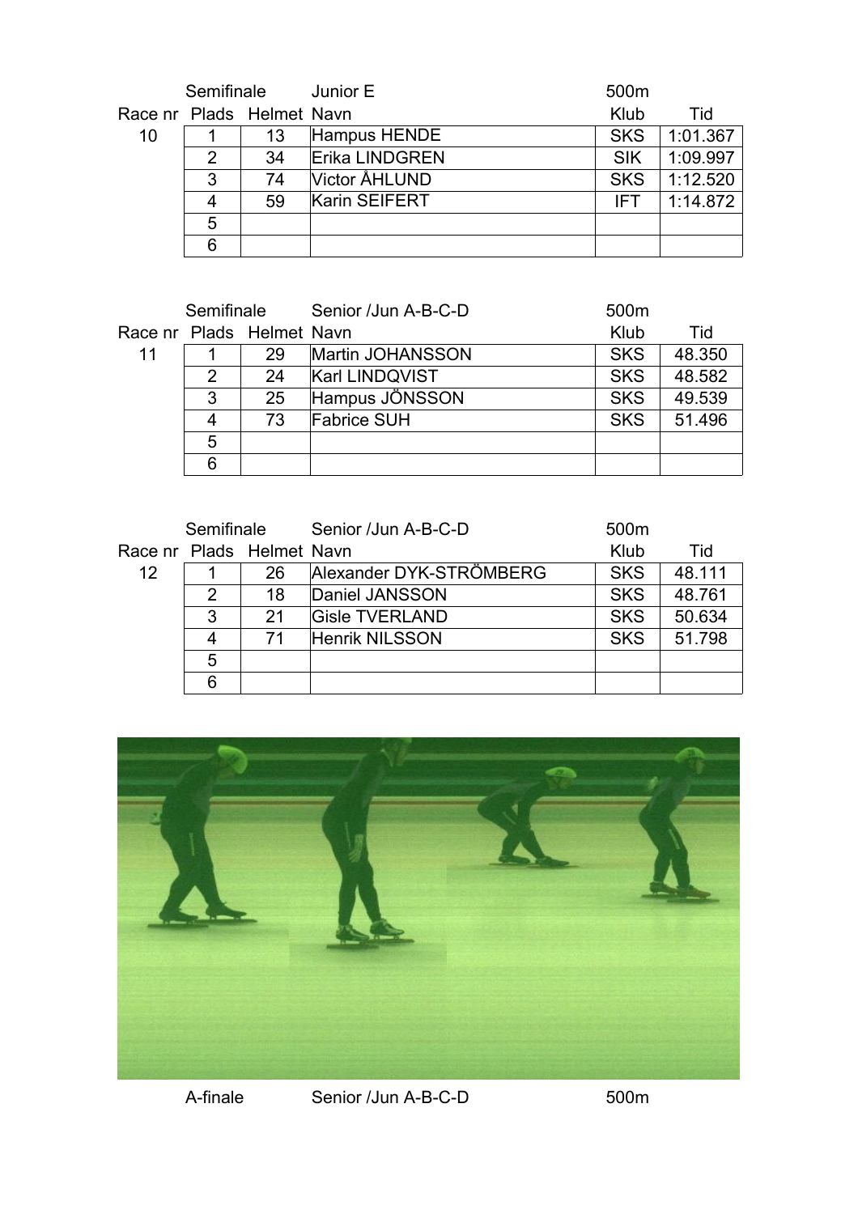Semifinale Junior E 500m

| Race nr | Plads | Helmet | Navn | Klub | Tid |
|---|---|---|---|---|---|
| 10 | 1 | 13 | Hampus HENDE | SKS | 1:01.367 |
| | 2 | 34 | Erika LINDGREN | SIK | 1:09.997 |
| | 3 | 74 | Victor ÅHLUND | SKS | 1:12.520 |
| | 4 | 59 | Karin SEIFERT | IFT | 1:14.872 |
| | 5 | | | | |
| | 6 | | | | |

Semifinale Senior /Jun A-B-C-D 500m

| Race nr | Plads | Helmet | Navn | Klub | Tid |
|---|---|---|---|---|---|
| 11 | 1 | 29 | Martin JOHANSSON | SKS | 48.350 |
| | 2 | 24 | Karl LINDQVIST | SKS | 48.582 |
| | 3 | 25 | Hampus JÖNSSON | SKS | 49.539 |
| | 4 | 73 | Fabrice SUH | SKS | 51.496 |
| | 5 | | | | |
| | 6 | | | | |

Semifinale Senior /Jun A-B-C-D 500m

| Race nr | Plads | Helmet | Navn | Klub | Tid |
|---|---|---|---|---|---|
| 12 | 1 | 26 | Alexander DYK-STRÖMBERG | SKS | 48.111 |
| | 2 | 18 | Daniel JANSSON | SKS | 48.761 |
| | 3 | 21 | Gisle TVERLAND | SKS | 50.634 |
| | 4 | 71 | Henrik NILSSON | SKS | 51.798 |
| | 5 | | | | |
| | 6 | | | | |

A-finale Senior /Jun A-B-C-D 500m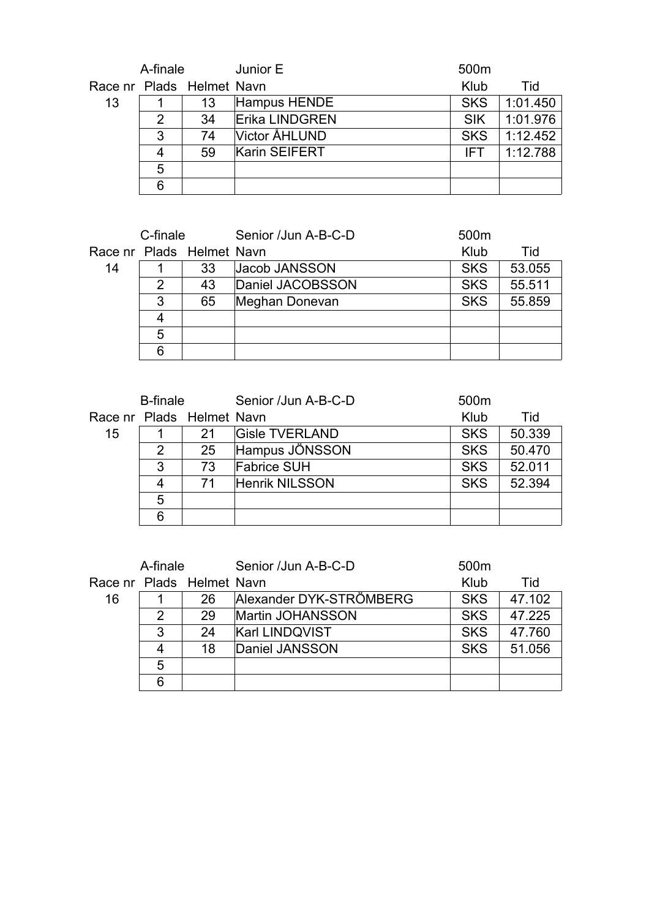| | A-finale | | Junior E | 500m | |
|---|---|---|---|---|---|
| Race nr | Plads | Helmet | Navn | Klub | Tid |
| 13 | 1 | 13 | Hampus HENDE | SKS | 1:01.450 |
| | 2 | 34 | Erika LINDGREN | SIK | 1:01.976 |
| | 3 | 74 | Victor ÅHLUND | SKS | 1:12.452 |
| | 4 | 59 | Karin SEIFERT | IFT | 1:12.788 |
| | 5 | | | | |
| | 6 | | | | |

| | C-finale | | Senior /Jun A-B-C-D | 500m | |
|---|---|---|---|---|---|
| Race nr | Plads | Helmet | Navn | Klub | Tid |
| 14 | 1 | 33 | Jacob JANSSON | SKS | 53.055 |
| | 2 | 43 | Daniel JACOBSSON | SKS | 55.511 |
| | 3 | 65 | Meghan Donevan | SKS | 55.859 |
| | 4 | | | | |
| | 5 | | | | |
| | 6 | | | | |

| | B-finale | | Senior /Jun A-B-C-D | 500m | |
|---|---|---|---|---|---|
| Race nr | Plads | Helmet | Navn | Klub | Tid |
| 15 | 1 | 21 | Gisle TVERLAND | SKS | 50.339 |
| | 2 | 25 | Hampus JÖNSSON | SKS | 50.470 |
| | 3 | 73 | Fabrice SUH | SKS | 52.011 |
| | 4 | 71 | Henrik NILSSON | SKS | 52.394 |
| | 5 | | | | |
| | 6 | | | | |

| | A-finale | | Senior /Jun A-B-C-D | 500m | |
|---|---|---|---|---|---|
| Race nr | Plads | Helmet | Navn | Klub | Tid |
| 16 | 1 | 26 | Alexander DYK-STRÖMBERG | SKS | 47.102 |
| | 2 | 29 | Martin JOHANSSON | SKS | 47.225 |
| | 3 | 24 | Karl LINDQVIST | SKS | 47.760 |
| | 4 | 18 | Daniel JANSSON | SKS | 51.056 |
| | 5 | | | | |
| | 6 | | | | |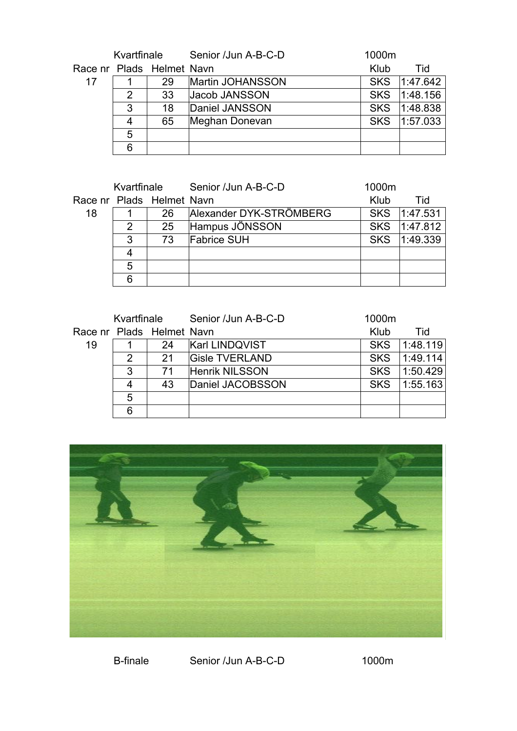| | Kvartfinale | | Senior /Jun A-B-C-D | 1000m | |
|---|---|---|---|---|---|
| Race nr | Plads | Helmet | Navn | Klub | Tid |
| 17 | 1 | 29 | Martin JOHANSSON | SKS | 1:47.642 |
| | 2 | 33 | Jacob JANSSON | SKS | 1:48.156 |
| | 3 | 18 | Daniel JANSSON | SKS | 1:48.838 |
| | 4 | 65 | Meghan Donevan | SKS | 1:57.033 |
| | 5 | | | | |
| | 6 | | | | |

| | Kvartfinale | | Senior /Jun A-B-C-D | 1000m | |
|---|---|---|---|---|---|
| Race nr | Plads | Helmet | Navn | Klub | Tid |
| 18 | 1 | 26 | Alexander DYK-STRÖMBERG | SKS | 1:47.531 |
| | 2 | 25 | Hampus JÖNSSON | SKS | 1:47.812 |
| | 3 | 73 | Fabrice SUH | SKS | 1:49.339 |
| | 4 | | | | |
| | 5 | | | | |
| | 6 | | | | |

| | Kvartfinale | | Senior /Jun A-B-C-D | 1000m | |
|---|---|---|---|---|---|
| Race nr | Plads | Helmet | Navn | Klub | Tid |
| 19 | 1 | 24 | Karl LINDQVIST | SKS | 1:48.119 |
| | 2 | 21 | Gisle TVERLAND | SKS | 1:49.114 |
| | 3 | 71 | Henrik NILSSON | SKS | 1:50.429 |
| | 4 | 43 | Daniel JACOBSSON | SKS | 1:55.163 |
| | 5 | | | | |
| | 6 | | | | |

B-finale Senior /Jun A-B-C-D 1000m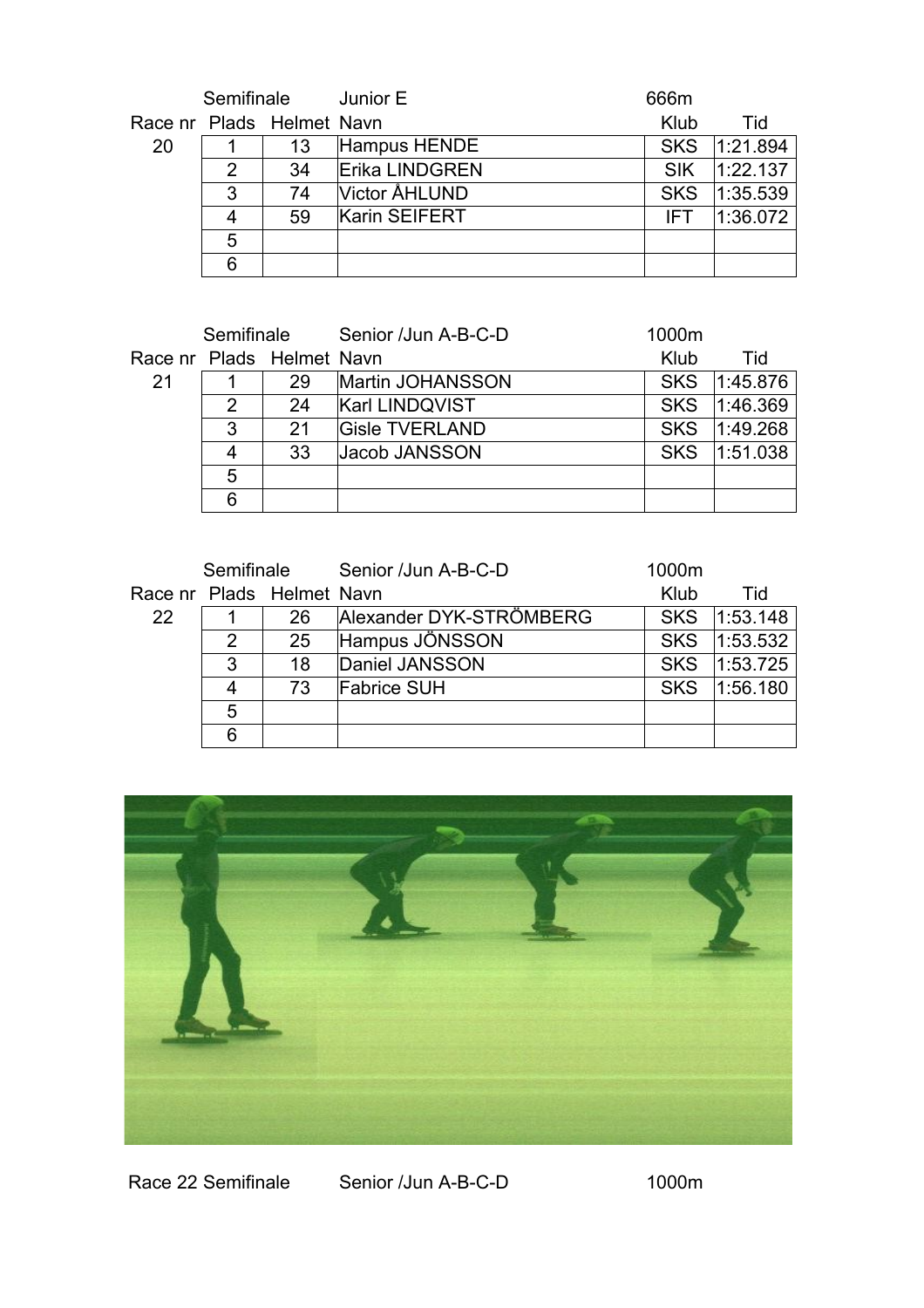| Race nr | Plads | Helmet | Navn | Klub | Tid |
|---|---|---|---|---|---|
| | Semifinale | | Junior E | 666m | |
| 20 | 1 | 13 | Hampus HENDE | SKS | 1:21.894 |
| | 2 | 34 | Erika LINDGREN | SIK | 1:22.137 |
| | 3 | 74 | Victor ÅHLUND | SKS | 1:35.539 |
| | 4 | 59 | Karin SEIFERT | IFT | 1:36.072 |
| | 5 | | | | |
| | 6 | | | | |

| Race nr | Plads | Helmet | Navn | Klub | Tid |
|---|---|---|---|---|---|
| | Semifinale | | Senior /Jun A-B-C-D | 1000m | |
| 21 | 1 | 29 | Martin JOHANSSON | SKS | 1:45.876 |
| | 2 | 24 | Karl LINDQVIST | SKS | 1:46.369 |
| | 3 | 21 | Gisle TVERLAND | SKS | 1:49.268 |
| | 4 | 33 | Jacob JANSSON | SKS | 1:51.038 |
| | 5 | | | | |
| | 6 | | | | |

| Race nr | Plads | Helmet | Navn | Klub | Tid |
|---|---|---|---|---|---|
| | Semifinale | | Senior /Jun A-B-C-D | 1000m | |
| 22 | 1 | 26 | Alexander DYK-STRÖMBERG | SKS | 1:53.148 |
| | 2 | 25 | Hampus JÖNSSON | SKS | 1:53.532 |
| | 3 | 18 | Daniel JANSSON | SKS | 1:53.725 |
| | 4 | 73 | Fabrice SUH | SKS | 1:56.180 |
| | 5 | | | | |
| | 6 | | | | |

Race 22 Semifinale Senior /Jun A-B-C-D 1000m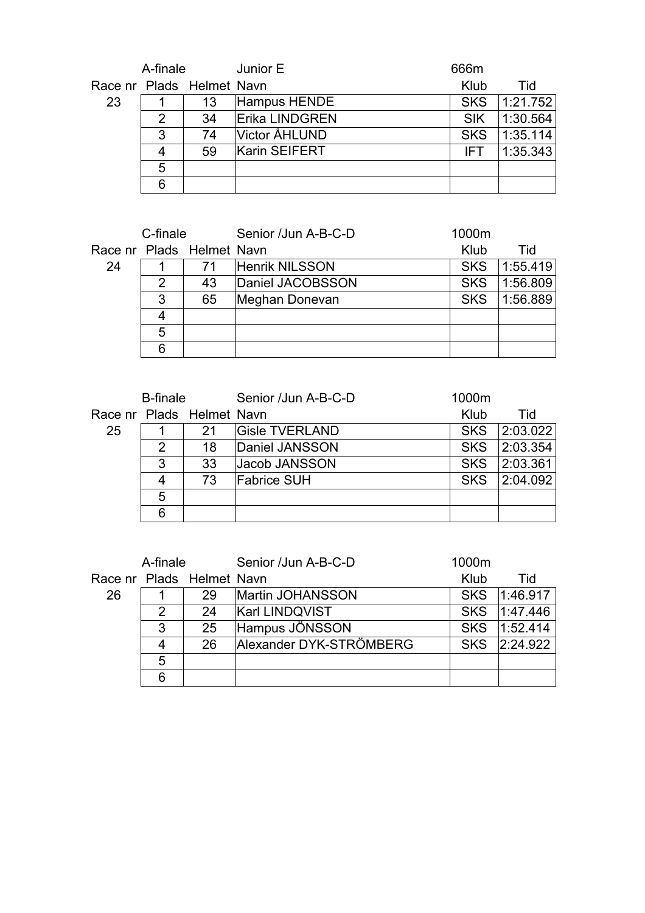| | A-finale | | Junior E | 666m | |
|---|---|---|---|---|---|
| Race nr | Plads | Helmet | Navn | Klub | Tid |
| 23 | 1 | 13 | Hampus HENDE | SKS | 1:21.752 |
| | 2 | 34 | Erika LINDGREN | SIK | 1:30.564 |
| | 3 | 74 | Victor ÅHLUND | SKS | 1:35.114 |
| | 4 | 59 | Karin SEIFERT | IFT | 1:35.343 |
| | 5 | | | | |
| | 6 | | | | |

| | C-finale | | Senior /Jun A-B-C-D | 1000m | |
|---|---|---|---|---|---|
| Race nr | Plads | Helmet | Navn | Klub | Tid |
| 24 | 1 | 71 | Henrik NILSSON | SKS | 1:55.419 |
| | 2 | 43 | Daniel JACOBSSON | SKS | 1:56.809 |
| | 3 | 65 | Meghan Donevan | SKS | 1:56.889 |
| | 4 | | | | |
| | 5 | | | | |
| | 6 | | | | |

| | B-finale | | Senior /Jun A-B-C-D | 1000m | |
|---|---|---|---|---|---|
| Race nr | Plads | Helmet | Navn | Klub | Tid |
| 25 | 1 | 21 | Gisle TVERLAND | SKS | 2:03.022 |
| | 2 | 18 | Daniel JANSSON | SKS | 2:03.354 |
| | 3 | 33 | Jacob JANSSON | SKS | 2:03.361 |
| | 4 | 73 | Fabrice SUH | SKS | 2:04.092 |
| | 5 | | | | |
| | 6 | | | | |

| | A-finale | | Senior /Jun A-B-C-D | 1000m | |
|---|---|---|---|---|---|
| Race nr | Plads | Helmet | Navn | Klub | Tid |
| 26 | 1 | 29 | Martin JOHANSSON | SKS | 1:46.917 |
| | 2 | 24 | Karl LINDQVIST | SKS | 1:47.446 |
| | 3 | 25 | Hampus JÖNSSON | SKS | 1:52.414 |
| | 4 | 26 | Alexander DYK-STRÖMBERG | SKS | 2:24.922 |
| | 5 | | | | |
| | 6 | | | | |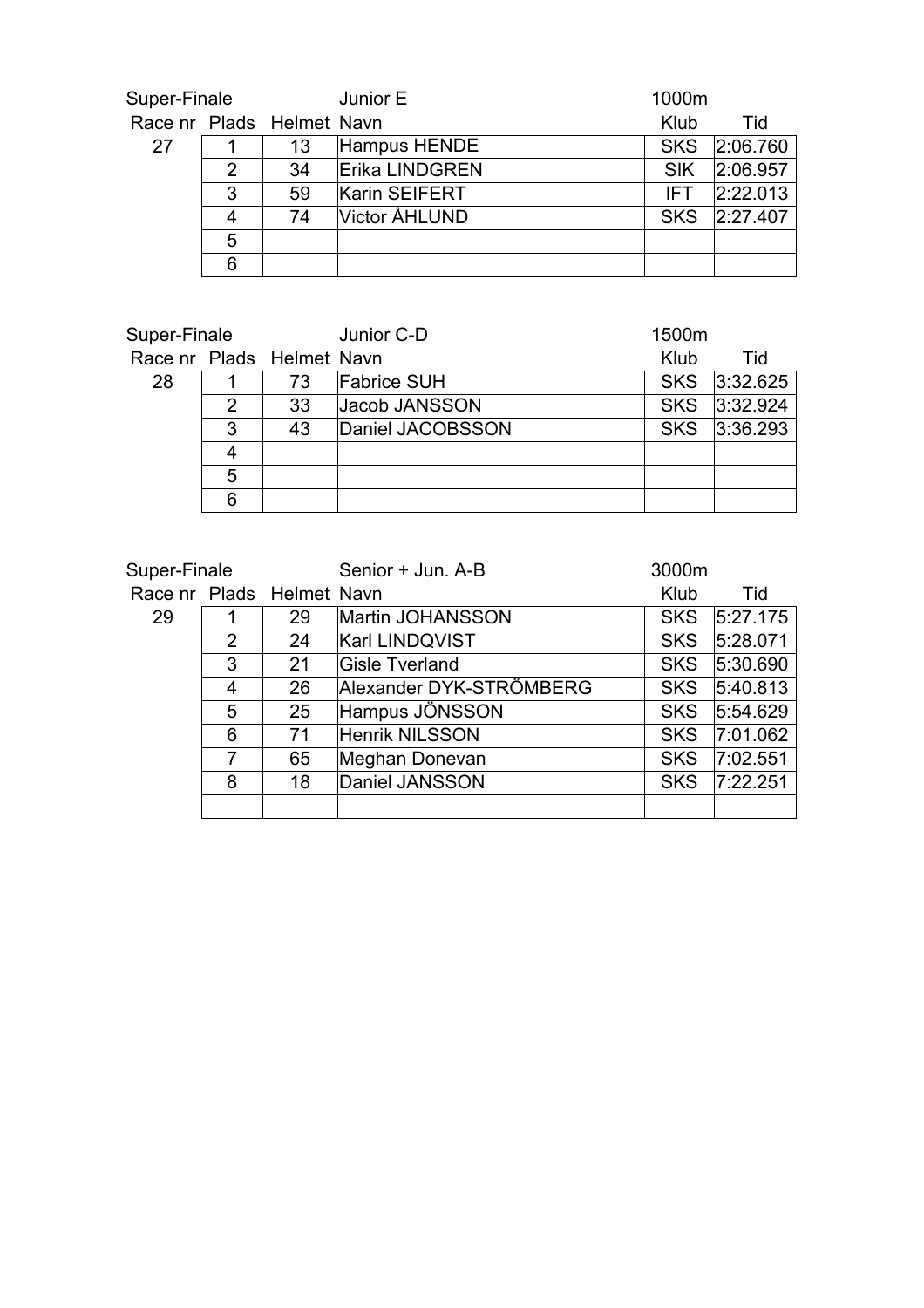Super-Finale Junior E 1000m

| Race nr | Plads | Helmet | Navn | Klub | Tid |
|---|---|---|---|---|---|
| 27 | 1 | 13 | Hampus HENDE | SKS | 2:06.760 |
| | 2 | 34 | Erika LINDGREN | SIK | 2:06.957 |
| | 3 | 59 | Karin SEIFERT | IFT | 2:22.013 |
| | 4 | 74 | Victor ÅHLUND | SKS | 2:27.407 |
| | 5 | | | | |
| | 6 | | | | |

Super-Finale Junior C-D 1500m

| Race nr | Plads | Helmet | Navn | Klub | Tid |
|---|---|---|---|---|---|
| 28 | 1 | 73 | Fabrice SUH | SKS | 3:32.625 |
| | 2 | 33 | Jacob JANSSON | SKS | 3:32.924 |
| | 3 | 43 | Daniel JACOBSSON | SKS | 3:36.293 |
| | 4 | | | | |
| | 5 | | | | |
| | 6 | | | | |

Super-Finale Senior + Jun. A-B 3000m

| Race nr | Plads | Helmet | Navn | Klub | Tid |
|---|---|---|---|---|---|
| 29 | 1 | 29 | Martin JOHANSSON | SKS | 5:27.175 |
| | 2 | 24 | Karl LINDQVIST | SKS | 5:28.071 |
| | 3 | 21 | Gisle Tverland | SKS | 5:30.690 |
| | 4 | 26 | Alexander DYK-STRÖMBERG | SKS | 5:40.813 |
| | 5 | 25 | Hampus JÖNSSON | SKS | 5:54.629 |
| | 6 | 71 | Henrik NILSSON | SKS | 7:01.062 |
| | 7 | 65 | Meghan Donevan | SKS | 7:02.551 |
| | 8 | 18 | Daniel JANSSON | SKS | 7:22.251 |
| | | | | | |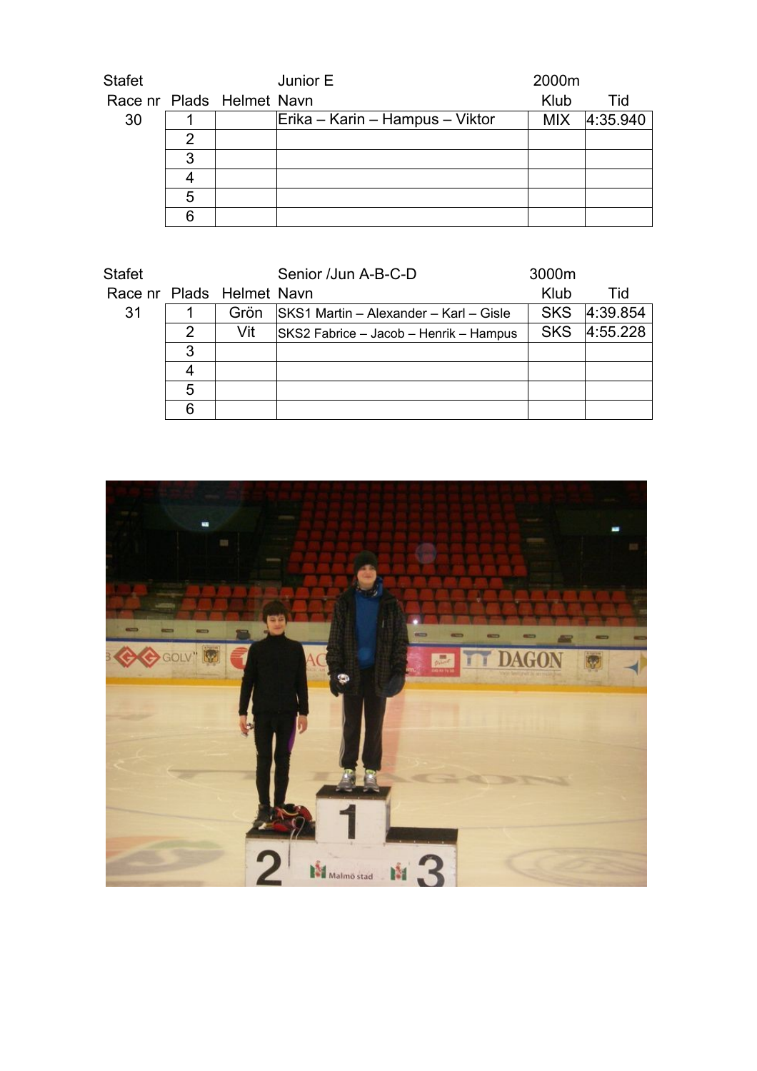| Stafet | | | Junior E | 2000m | |
|---|---|---|---|---|---|
| Race nr | Plads | Helmet | Navn | Klub | Tid |
| 30 | 1 | | Erika – Karin – Hampus – Viktor | MIX | 4:35.940 |
| | 2 | | | | |
| | 3 | | | | |
| | 4 | | | | |
| | 5 | | | | |
| | 6 | | | | |

| Stafet | | | Senior /Jun A-B-C-D | 3000m | |
|---|---|---|---|---|---|
| Race nr | Plads | Helmet | Navn | Klub | Tid |
| 31 | 1 | Grön | SKS1 Martin – Alexander – Karl – Gisle | SKS | 4:39.854 |
| | 2 | Vit | SKS2 Fabrice – Jacob – Henrik – Hampus | SKS | 4:55.228 |
| | 3 | | | | |
| | 4 | | | | |
| | 5 | | | | |
| | 6 | | | | |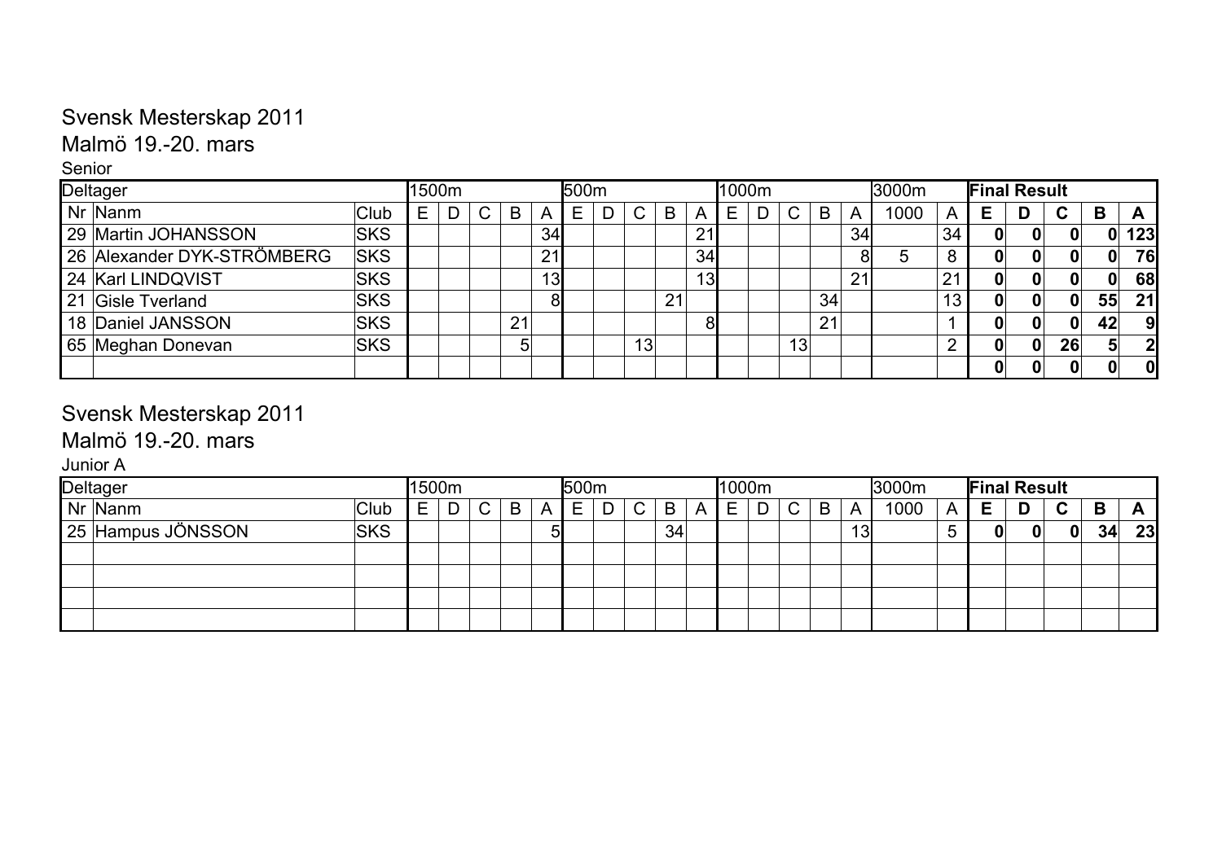## Svensk Mesterskap 2011

### Malmö 19.-20. mars

Senior

| Deltager | | | 1500m | | | | | 500m | | | | | 1000m | | | | | 3000m | | Final Result | | | | |
|---|---|---|---|---|---|---|---|---|---|---|---|---|---|---|---|---|---|---|---|---|---|---|---|---|
| Nr | Nanm | Club | E | D | C | B | A | E | D | C | B | A | E | D | C | B | A | 1000 | A | E | D | C | B | A |
| 29 | Martin JOHANSSON | SKS | | | | | 34 | | | | | 21 | | | | | 34 | | 34 | 0 | 0 | 0 | 0 | 123 |
| 26 | Alexander DYK-STRÖMBERG | SKS | | | | | 21 | | | | | 34 | | | | | 8 | 5 | 8 | 0 | 0 | 0 | 0 | 76 |
| 24 | Karl LINDQVIST | SKS | | | | | 13 | | | | | 13 | | | | | 21 | | 21 | 0 | 0 | 0 | 0 | 68 |
| 21 | Gisle Tverland | SKS | | | | | 8 | | | | 21 | | | | | 34 | | | 13 | 0 | 0 | 0 | 55 | 21 |
| 18 | Daniel JANSSON | SKS | | | | 21 | | | | | | 8 | | | | 21 | | | 1 | 0 | 0 | 0 | 42 | 9 |
| 65 | Meghan Donevan | SKS | | | | 5 | | | | 13 | | | | | 13 | | | | 2 | 0 | 0 | 26 | 5 | 2 |
| | | | | | | | | | | | | | | | | | | | | 0 | 0 | 0 | 0 | 0 |

## Svensk Mesterskap 2011

### Malmö 19.-20. mars

Junior A

| Deltager | | | 1500m | | | | | 500m | | | | | 1000m | | | | | 3000m | | Final Result | | | | |
|---|---|---|---|---|---|---|---|---|---|---|---|---|---|---|---|---|---|---|---|---|---|---|---|---|
| Nr | Nanm | Club | E | D | C | B | A | E | D | C | B | A | E | D | C | B | A | 1000 | A | E | D | C | B | A |
| 25 | Hampus JÖNSSON | SKS | | | | | 5 | | | | 34 | | | | | | 13 | | 5 | 0 | 0 | 0 | 34 | 23 |
| | | | | | | | | | | | | | | | | | | | | | | | | |
| | | | | | | | | | | | | | | | | | | | | | | | | |
| | | | | | | | | | | | | | | | | | | | | | | | | |
| | | | | | | | | | | | | | | | | | | | | | | | | |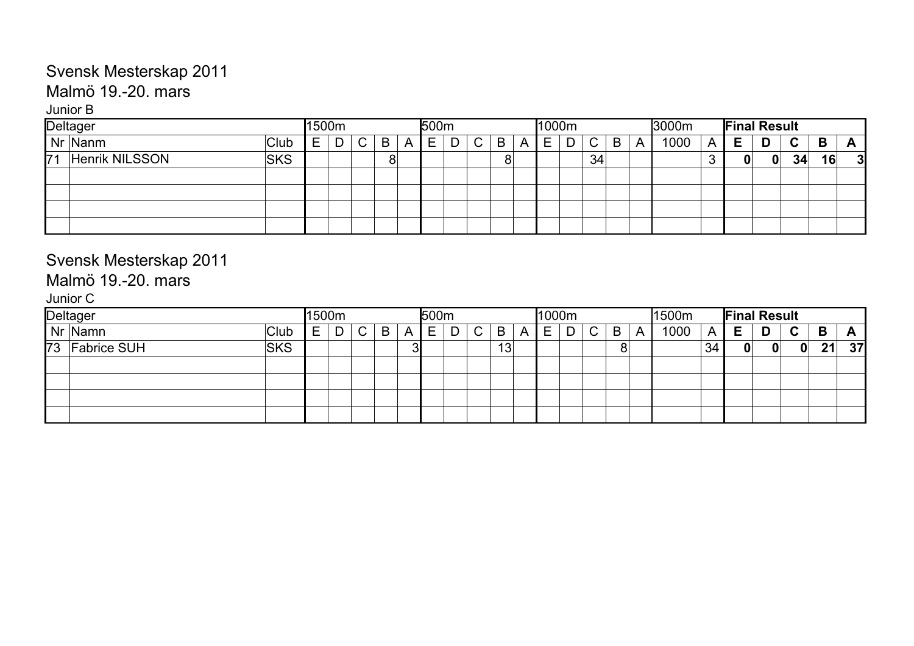Svensk Mesterskap 2011

Malmö 19.-20. mars

Junior B

| Deltager | | | 1500m | | | | | 500m | | | | | 1000m | | | | | 3000m | | Final Result | | | | |
|---|---|---|---|---|---|---|---|---|---|---|---|---|---|---|---|---|---|---|---|---|---|---|---|---|
| Nr | Nanm | Club | E | D | C | B | A | E | D | C | B | A | E | D | C | B | A | 1000 | A | **E** | **D** | **C** | **B** | **A** |
| 71 | Henrik NILSSON | SKS | | | | 8 | | | | | 8 | | | | 34 | | | | 3 | **0** | **0** | **34** | **16** | **3** |
| | | | | | | | | | | | | | | | | | | | | | | | | |
| | | | | | | | | | | | | | | | | | | | | | | | | |
| | | | | | | | | | | | | | | | | | | | | | | | | |
| | | | | | | | | | | | | | | | | | | | | | | | | |

Svensk Mesterskap 2011

Malmö 19.-20. mars

Junior C

| Deltager | | | 1500m | | | | | 500m | | | | | 1000m | | | | | 1500m | | Final Result | | | | |
|---|---|---|---|---|---|---|---|---|---|---|---|---|---|---|---|---|---|---|---|---|---|---|---|---|
| Nr | Namn | Club | E | D | C | B | A | E | D | C | B | A | E | D | C | B | A | 1000 | A | **E** | **D** | **C** | **B** | **A** |
| 73 | Fabrice SUH | SKS | | | | | 3 | | | | 13 | | | | | 8 | | | 34 | **0** | **0** | **0** | **21** | **37** |
| | | | | | | | | | | | | | | | | | | | | | | | | |
| | | | | | | | | | | | | | | | | | | | | | | | | |
| | | | | | | | | | | | | | | | | | | | | | | | | |
| | | | | | | | | | | | | | | | | | | | | | | | | |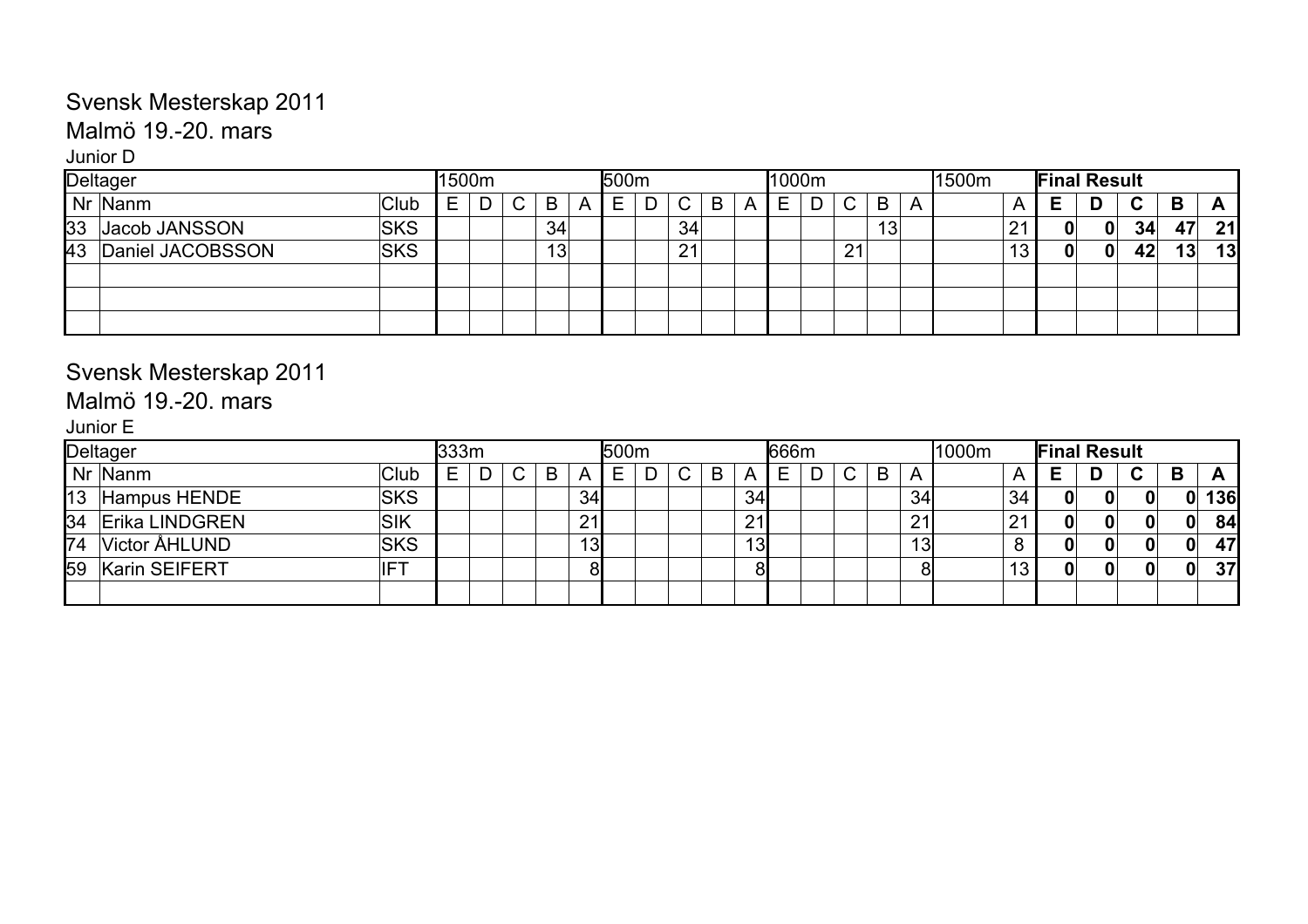Svensk Mesterskap 2011

Malmö 19.-20. mars

Junior D

| Deltager | | | 1500m | | | | | 500m | | | | | 1000m | | | | | 1500m | | Final Result | | | | |
|---|---|---|---|---|---|---|---|---|---|---|---|---|---|---|---|---|---|---|---|---|---|---|---|---|
| Nr | Nanm | Club | E | D | C | B | A | E | D | C | B | A | E | D | C | B | A | | A | E | D | C | B | A |
| 33 | Jacob JANSSON | SKS | | | | 34 | | | | 34 | | | | | | 13 | | | 21 | 0 | 0 | 34 | 47 | 21 |
| 43 | Daniel JACOBSSON | SKS | | | | 13 | | | | 21 | | | | | 21 | | | | 13 | 0 | 0 | 42 | 13 | 13 |
| | | | | | | | | | | | | | | | | | | | | | | | | |
| | | | | | | | | | | | | | | | | | | | | | | | | |
| | | | | | | | | | | | | | | | | | | | | | | | | |

Svensk Mesterskap 2011

Malmö 19.-20. mars

Junior E

| Deltager | | | 333m | | | | | 500m | | | | | 666m | | | | | 1000m | | Final Result | | | | |
|---|---|---|---|---|---|---|---|---|---|---|---|---|---|---|---|---|---|---|---|---|---|---|---|---|
| Nr | Nanm | Club | E | D | C | B | A | E | D | C | B | A | E | D | C | B | A | | A | E | D | C | B | A |
| 13 | Hampus HENDE | SKS | | | | | 34 | | | | | 34 | | | | | 34 | | 34 | 0 | 0 | 0 | 0 | 136 |
| 34 | Erika LINDGREN | SIK | | | | | 21 | | | | | 21 | | | | | 21 | | 21 | 0 | 0 | 0 | 0 | 84 |
| 74 | Victor ÅHLUND | SKS | | | | | 13 | | | | | 13 | | | | | 13 | | 8 | 0 | 0 | 0 | 0 | 47 |
| 59 | Karin SEIFERT | IFT | | | | | 8 | | | | | 8 | | | | | 8 | | 13 | 0 | 0 | 0 | 0 | 37 |
| | | | | | | | | | | | | | | | | | | | | | | | | |